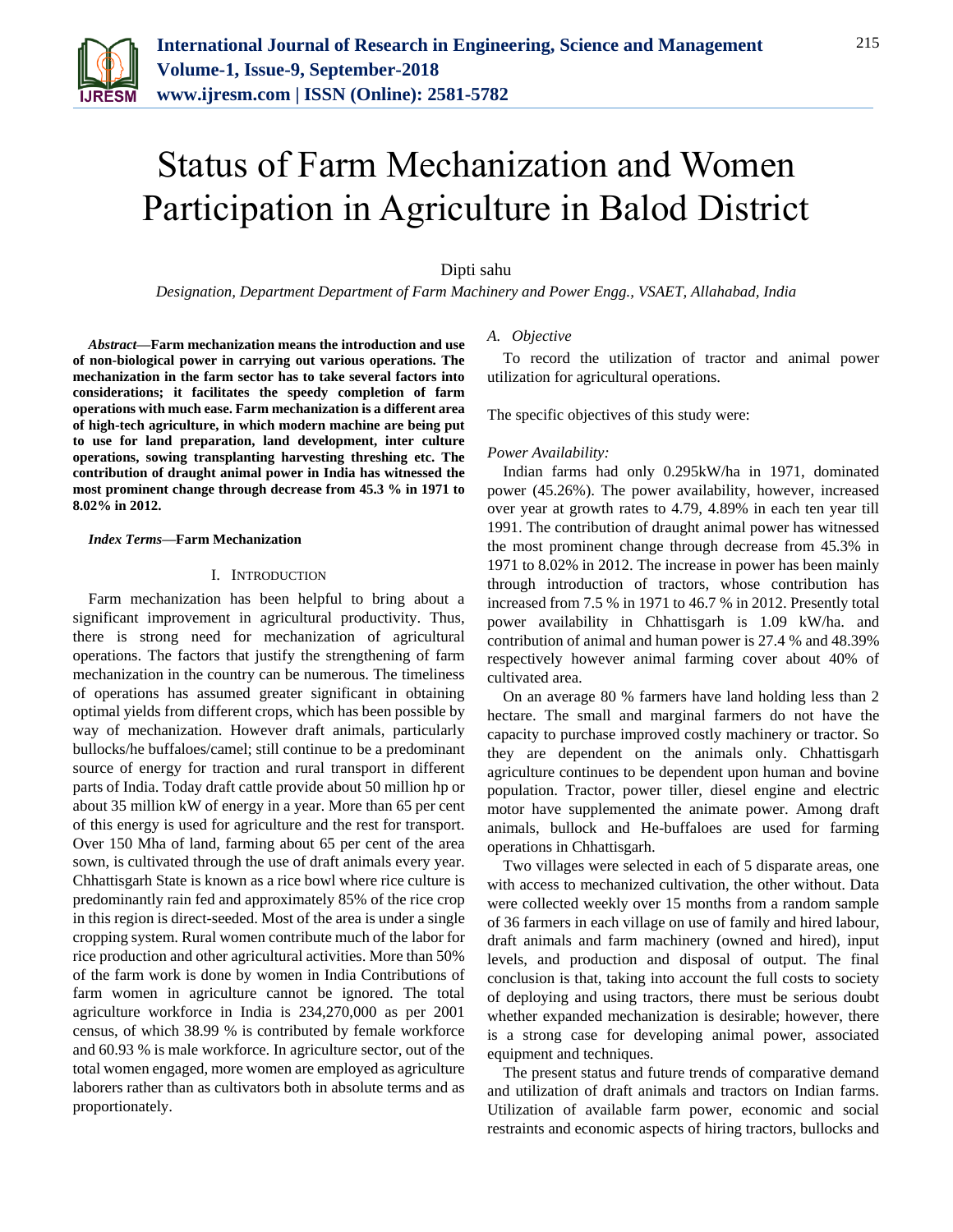# Status of Farm Mechanization and Women Participation in Agriculture in Balod District

Dipti sahu

*Designation, Department Department of Farm Machinery and Power Engg., VSAET, Allahabad, India*

***Abstract*—Farm mechanization means the introduction and use of non-biological power in carrying out various operations. The mechanization in the farm sector has to take several factors into considerations; it facilitates the speedy completion of farm operations with much ease. Farm mechanization is a different area of high-tech agriculture, in which modern machine are being put to use for land preparation, land development, inter culture operations, sowing transplanting harvesting threshing etc. The contribution of draught animal power in India has witnessed the most prominent change through decrease from 45.3 % in 1971 to 8.02% in 2012.**

***Index Terms*—Farm Mechanization**

## I. Introduction

Farm mechanization has been helpful to bring about a significant improvement in agricultural productivity. Thus, there is strong need for mechanization of agricultural operations. The factors that justify the strengthening of farm mechanization in the country can be numerous. The timeliness of operations has assumed greater significant in obtaining optimal yields from different crops, which has been possible by way of mechanization. However draft animals, particularly bullocks/he buffaloes/camel; still continue to be a predominant source of energy for traction and rural transport in different parts of India. Today draft cattle provide about 50 million hp or about 35 million kW of energy in a year. More than 65 per cent of this energy is used for agriculture and the rest for transport. Over 150 Mha of land, farming about 65 per cent of the area sown, is cultivated through the use of draft animals every year. Chhattisgarh State is known as a rice bowl where rice culture is predominantly rain fed and approximately 85% of the rice crop in this region is direct-seeded. Most of the area is under a single cropping system. Rural women contribute much of the labor for rice production and other agricultural activities. More than 50% of the farm work is done by women in India Contributions of farm women in agriculture cannot be ignored. The total agriculture workforce in India is 234,270,000 as per 2001 census, of which 38.99 % is contributed by female workforce and 60.93 % is male workforce. In agriculture sector, out of the total women engaged, more women are employed as agriculture laborers rather than as cultivators both in absolute terms and as proportionately.

### A. *Objective*

To record the utilization of tractor and animal power utilization for agricultural operations.

The specific objectives of this study were:

*Power Availability:*

Indian farms had only 0.295kW/ha in 1971, dominated power (45.26%). The power availability, however, increased over year at growth rates to 4.79, 4.89% in each ten year till 1991. The contribution of draught animal power has witnessed the most prominent change through decrease from 45.3% in 1971 to 8.02% in 2012. The increase in power has been mainly through introduction of tractors, whose contribution has increased from 7.5 % in 1971 to 46.7 % in 2012. Presently total power availability in Chhattisgarh is 1.09 kW/ha. and contribution of animal and human power is 27.4 % and 48.39% respectively however animal farming cover about 40% of cultivated area.

On an average 80 % farmers have land holding less than 2 hectare. The small and marginal farmers do not have the capacity to purchase improved costly machinery or tractor. So they are dependent on the animals only. Chhattisgarh agriculture continues to be dependent upon human and bovine population. Tractor, power tiller, diesel engine and electric motor have supplemented the animate power. Among draft animals, bullock and He-buffaloes are used for farming operations in Chhattisgarh.

Two villages were selected in each of 5 disparate areas, one with access to mechanized cultivation, the other without. Data were collected weekly over 15 months from a random sample of 36 farmers in each village on use of family and hired labour, draft animals and farm machinery (owned and hired), input levels, and production and disposal of output. The final conclusion is that, taking into account the full costs to society of deploying and using tractors, there must be serious doubt whether expanded mechanization is desirable; however, there is a strong case for developing animal power, associated equipment and techniques.

The present status and future trends of comparative demand and utilization of draft animals and tractors on Indian farms. Utilization of available farm power, economic and social restraints and economic aspects of hiring tractors, bullocks and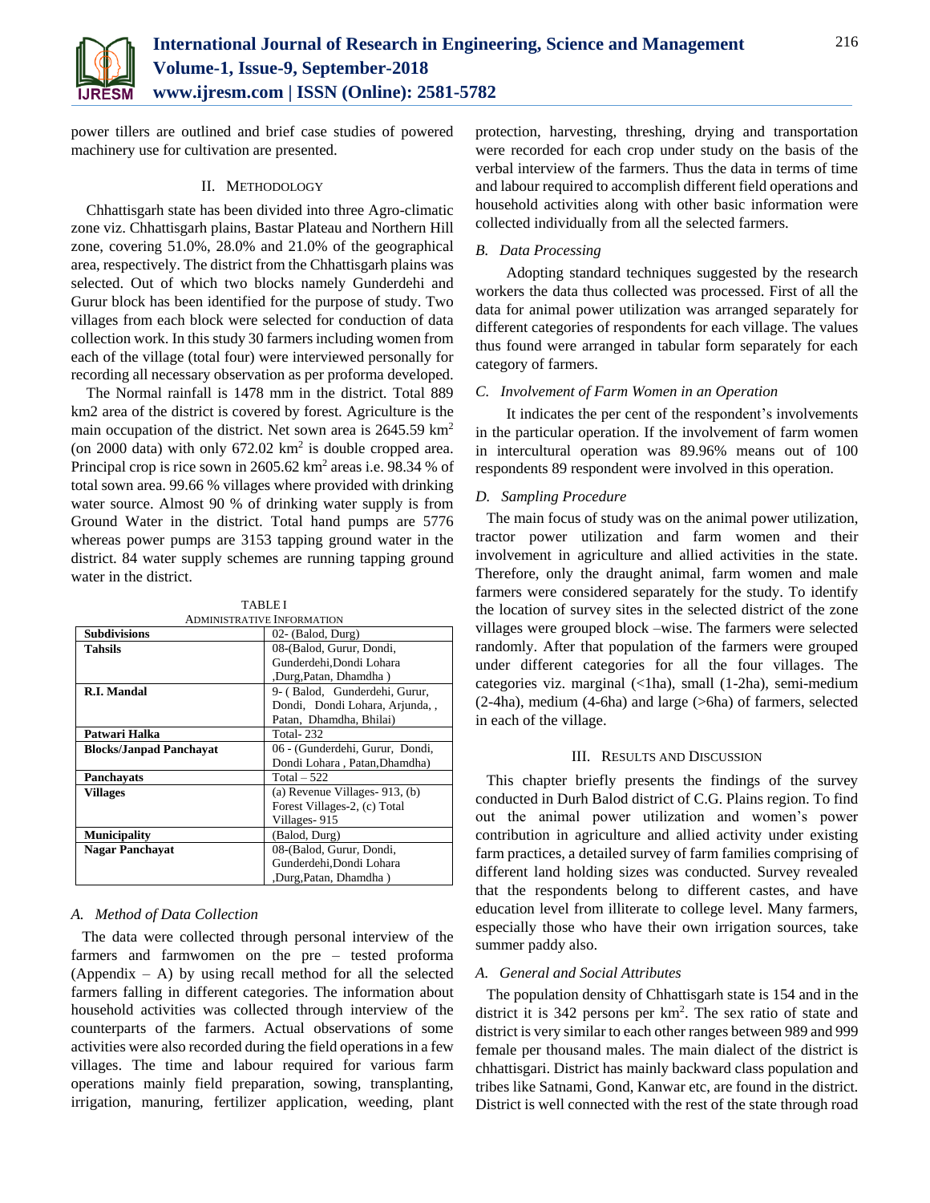power tillers are outlined and brief case studies of powered machinery use for cultivation are presented.

## II. Methodology

Chhattisgarh state has been divided into three Agro-climatic zone viz. Chhattisgarh plains, Bastar Plateau and Northern Hill zone, covering 51.0%, 28.0% and 21.0% of the geographical area, respectively. The district from the Chhattisgarh plains was selected. Out of which two blocks namely Gunderdehi and Gurur block has been identified for the purpose of study. Two villages from each block were selected for conduction of data collection work. In this study 30 farmers including women from each of the village (total four) were interviewed personally for recording all necessary observation as per proforma developed.

The Normal rainfall is 1478 mm in the district. Total 889 km2 area of the district is covered by forest. Agriculture is the main occupation of the district. Net sown area is 2645.59 $km^2$ (on 2000 data) with only 672.02 $km^2$ is double cropped area. Principal crop is rice sown in 2605.62 $km^2$ areas i.e. 98.34 % of total sown area. 99.66 % villages where provided with drinking water source. Almost 90 % of drinking water supply is from Ground Water in the district. Total hand pumps are 5776 whereas power pumps are 3153 tapping ground water in the district. 84 water supply schemes are running tapping ground water in the district.

TABLE I
Administrative Information

| | |
|---|---|
| **Subdivisions** | 02- (Balod, Durg) |
| **Tahsils** | 08-(Balod, Gurur, Dondi, Gunderdehi,Dondi Lohara ,Durg,Patan, Dhamdha ) |
| **R.I. Mandal** | 9- ( Balod, Gunderdehi, Gurur, Dondi, Dondi Lohara, Arjunda, , Patan, Dhamdha, Bhilai) |
| **Patwari Halka** | Total- 232 |
| **Blocks/Janpad Panchayat** | 06 - (Gunderdehi, Gurur, Dondi, Dondi Lohara , Patan,Dhamdha) |
| **Panchayats** | Total – 522 |
| **Villages** | (a) Revenue Villages- 913, (b) Forest Villages-2, (c) Total Villages- 915 |
| **Municipality** | (Balod, Durg) |
| **Nagar Panchayat** | 08-(Balod, Gurur, Dondi, Gunderdehi,Dondi Lohara ,Durg,Patan, Dhamdha ) |

### *A. Method of Data Collection*

The data were collected through personal interview of the farmers and farmwomen on the pre – tested proforma (Appendix – A) by using recall method for all the selected farmers falling in different categories. The information about household activities was collected through interview of the counterparts of the farmers. Actual observations of some activities were also recorded during the field operations in a few villages. The time and labour required for various farm operations mainly field preparation, sowing, transplanting, irrigation, manuring, fertilizer application, weeding, plant protection, harvesting, threshing, drying and transportation were recorded for each crop under study on the basis of the verbal interview of the farmers. Thus the data in terms of time and labour required to accomplish different field operations and household activities along with other basic information were collected individually from all the selected farmers.

### *B. Data Processing*

Adopting standard techniques suggested by the research workers the data thus collected was processed. First of all the data for animal power utilization was arranged separately for different categories of respondents for each village. The values thus found were arranged in tabular form separately for each category of farmers.

### *C. Involvement of Farm Women in an Operation*

It indicates the per cent of the respondent's involvements in the particular operation. If the involvement of farm women in intercultural operation was 89.96% means out of 100 respondents 89 respondent were involved in this operation.

### *D. Sampling Procedure*

The main focus of study was on the animal power utilization, tractor power utilization and farm women and their involvement in agriculture and allied activities in the state. Therefore, only the draught animal, farm women and male farmers were considered separately for the study. To identify the location of survey sites in the selected district of the zone villages were grouped block –wise. The farmers were selected randomly. After that population of the farmers were grouped under different categories for all the four villages. The categories viz. marginal (<1ha), small (1-2ha), semi-medium (2-4ha), medium (4-6ha) and large (>6ha) of farmers, selected in each of the village.

## III. Results and Discussion

This chapter briefly presents the findings of the survey conducted in Durh Balod district of C.G. Plains region. To find out the animal power utilization and women's power contribution in agriculture and allied activity under existing farm practices, a detailed survey of farm families comprising of different land holding sizes was conducted. Survey revealed that the respondents belong to different castes, and have education level from illiterate to college level. Many farmers, especially those who have their own irrigation sources, take summer paddy also.

### *A. General and Social Attributes*

The population density of Chhattisgarh state is 154 and in the district it is 342 persons per $km^2$. The sex ratio of state and district is very similar to each other ranges between 989 and 999 female per thousand males. The main dialect of the district is chhattisgari. District has mainly backward class population and tribes like Satnami, Gond, Kanwar etc, are found in the district. District is well connected with the rest of the state through road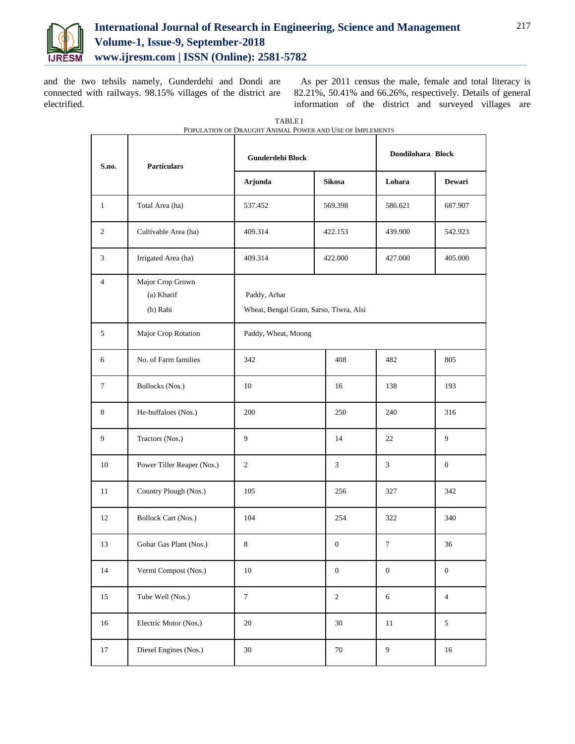and the two tehsils namely, Gunderdehi and Dondi are connected with railways. 98.15% villages of the district are electrified.

As per 2011 census the male, female and total literacy is 82.21%, 50.41% and 66.26%, respectively. Details of general information of the district and surveyed villages are

TABLE I
POPULATION OF DRAUGHT ANIMAL POWER AND USE OF IMPLEMENTS

| S.no. | Particulars | Gunderdehi Block | | Dondilohara Block | |
|---|---|---|---|---|---|
| | | Arjunda | Sikosa | Lohara | Dewari |
| 1 | Total Area (ha) | 537.452 | 569.398 | 586.621 | 687.907 |
| 2 | Cultivable Area (ha) | 409.314 | 422.153 | 439.900 | 542.923 |
| 3 | Irrigated Area (ha) | 409.314 | 422.000 | 427.000 | 405.000 |
| 4 | Major Crop Grown (a) Kharif (b) Rabi | Paddy, Arhar<br>Wheat, Bengal Gram, Sarso, Tiwra, Alsi | | | |
| 5 | Major Crop Rotation | Paddy, Wheat, Moong | | | |
| 6 | No. of Farm families | 342 | 408 | 482 | 805 |
| 7 | Bullocks (Nos.) | 10 | 16 | 138 | 193 |
| 8 | He-buffaloes (Nos.) | 200 | 250 | 240 | 316 |
| 9 | Tractors (Nos.) | 9 | 14 | 22 | 9 |
| 10 | Power Tiller Reaper (Nos.) | 2 | 3 | 3 | 0 |
| 11 | Country Plough (Nos.) | 105 | 256 | 327 | 342 |
| 12 | Bollock Cart (Nos.) | 104 | 254 | 322 | 340 |
| 13 | Gobar Gas Plant (Nos.) | 8 | 0 | 7 | 36 |
| 14 | Vermi Compost (Nos.) | 10 | 0 | 0 | 0 |
| 15 | Tube Well (Nos.) | 7 | 2 | 6 | 4 |
| 16 | Electric Motor (Nos.) | 20 | 30 | 11 | 5 |
| 17 | Diesel Engines (Nos.) | 30 | 70 | 9 | 16 |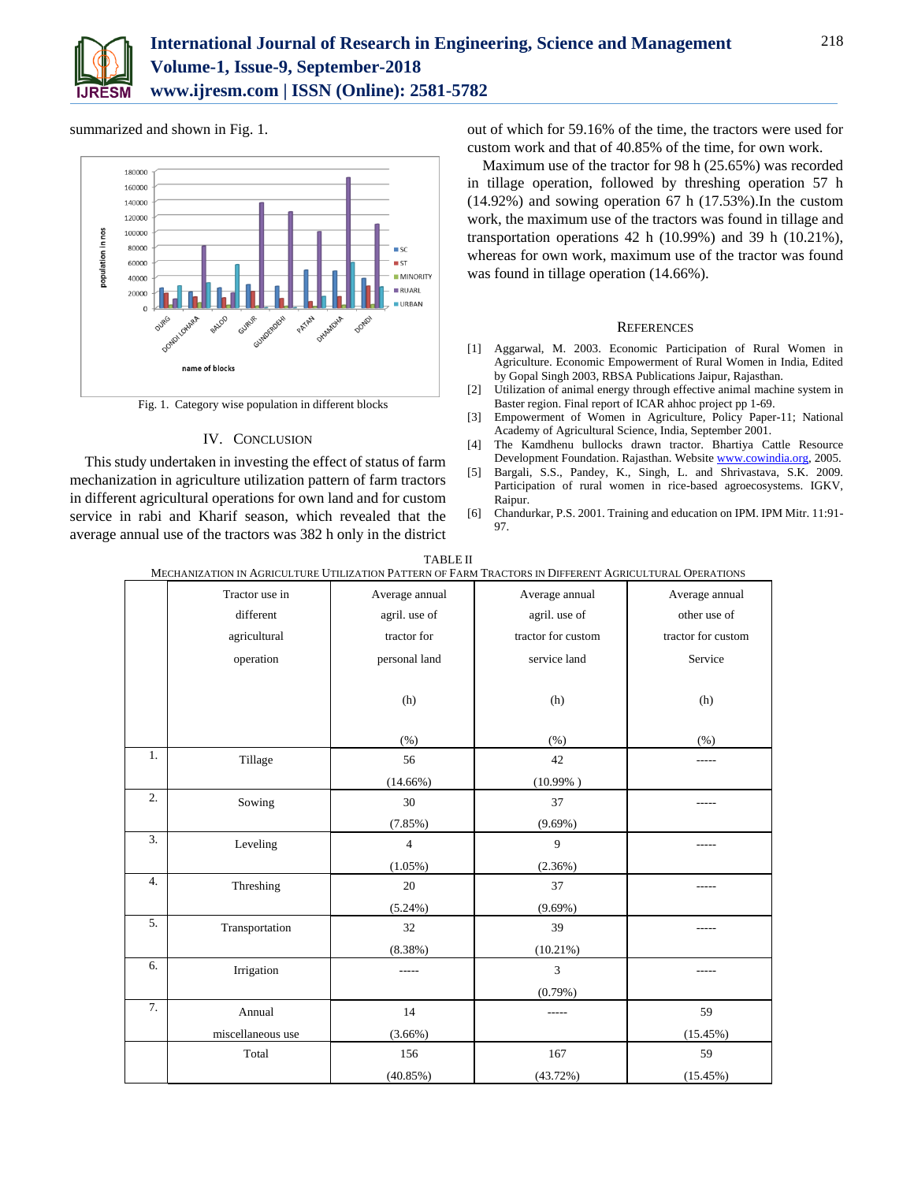summarized and shown in Fig. 1.

Fig. 1. Category wise population in different blocks

## IV. Conclusion

This study undertaken in investing the effect of status of farm mechanization in agriculture utilization pattern of farm tractors in different agricultural operations for own land and for custom service in rabi and Kharif season, which revealed that the average annual use of the tractors was 382 h only in the district out of which for 59.16% of the time, the tractors were used for custom work and that of 40.85% of the time, for own work.

Maximum use of the tractor for 98 h (25.65%) was recorded in tillage operation, followed by threshing operation 57 h (14.92%) and sowing operation 67 h (17.53%).In the custom work, the maximum use of the tractors was found in tillage and transportation operations 42 h (10.99%) and 39 h (10.21%), whereas for own work, maximum use of the tractor was found was found in tillage operation (14.66%).

## References

[1] Aggarwal, M. 2003. Economic Participation of Rural Women in Agriculture. Economic Empowerment of Rural Women in India, Edited by Gopal Singh 2003, RBSA Publications Jaipur, Rajasthan.

[2] Utilization of animal energy through effective animal machine system in Baster region. Final report of ICAR ahhoc project pp 1-69.

[3] Empowerment of Women in Agriculture, Policy Paper-11; National Academy of Agricultural Science, India, September 2001.

[4] The Kamdhenu bullocks drawn tractor. Bhartiya Cattle Resource Development Foundation. Rajasthan. Website www.cowindia.org, 2005.

[5] Bargali, S.S., Pandey, K., Singh, L. and Shrivastava, S.K. 2009. Participation of rural women in rice-based agroecosystems. IGKV, Raipur.

[6] Chandurkar, P.S. 2001. Training and education on IPM. IPM Mitr. 11:91-97.

TABLE II
Mechanization in Agriculture Utilization Pattern of Farm Tractors in Different Agricultural Operations

| | Tractor use in different agricultural operation | Average annual agril. use of tractor for personal land (h) (%) | Average annual agril. use of tractor for custom service land (h) (%) | Average annual other use of tractor for custom Service (h) (%) |
|---|---|---|---|---|
| 1. | Tillage | 56 (14.66%) | 42 (10.99% ) | ----- |
| 2. | Sowing | 30 (7.85%) | 37 (9.69%) | ----- |
| 3. | Leveling | 4 (1.05%) | 9 (2.36%) | ----- |
| 4. | Threshing | 20 (5.24%) | 37 (9.69%) | ----- |
| 5. | Transportation | 32 (8.38%) | 39 (10.21%) | ----- |
| 6. | Irrigation | ----- | 3 (0.79%) | ----- |
| 7. | Annual miscellaneous use | 14 (3.66%) | ----- | 59 (15.45%) |
| | Total | 156 (40.85%) | 167 (43.72%) | 59 (15.45%) |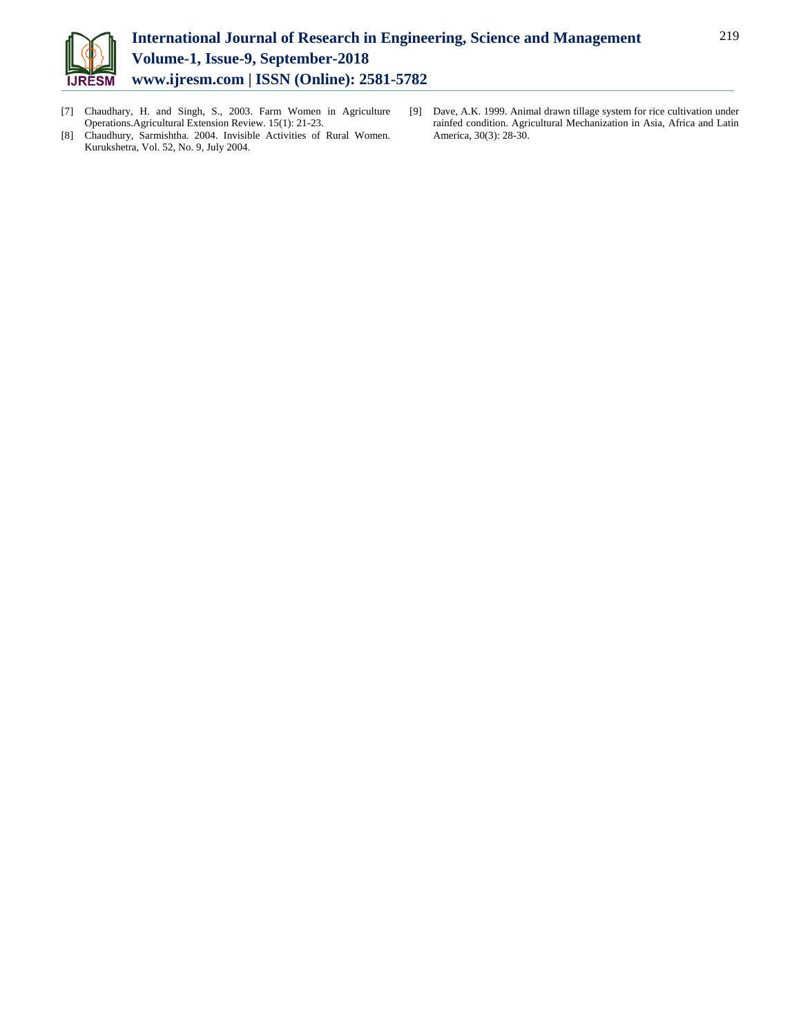[7] Chaudhary, H. and Singh, S., 2003. Farm Women in Agriculture Operations.Agricultural Extension Review. 15(1): 21-23.

[8] Chaudhury, Sarmishtha. 2004. Invisible Activities of Rural Women. Kurukshetra, Vol. 52, No. 9, July 2004.

[9] Dave, A.K. 1999. Animal drawn tillage system for rice cultivation under rainfed condition. Agricultural Mechanization in Asia, Africa and Latin America, 30(3): 28-30.